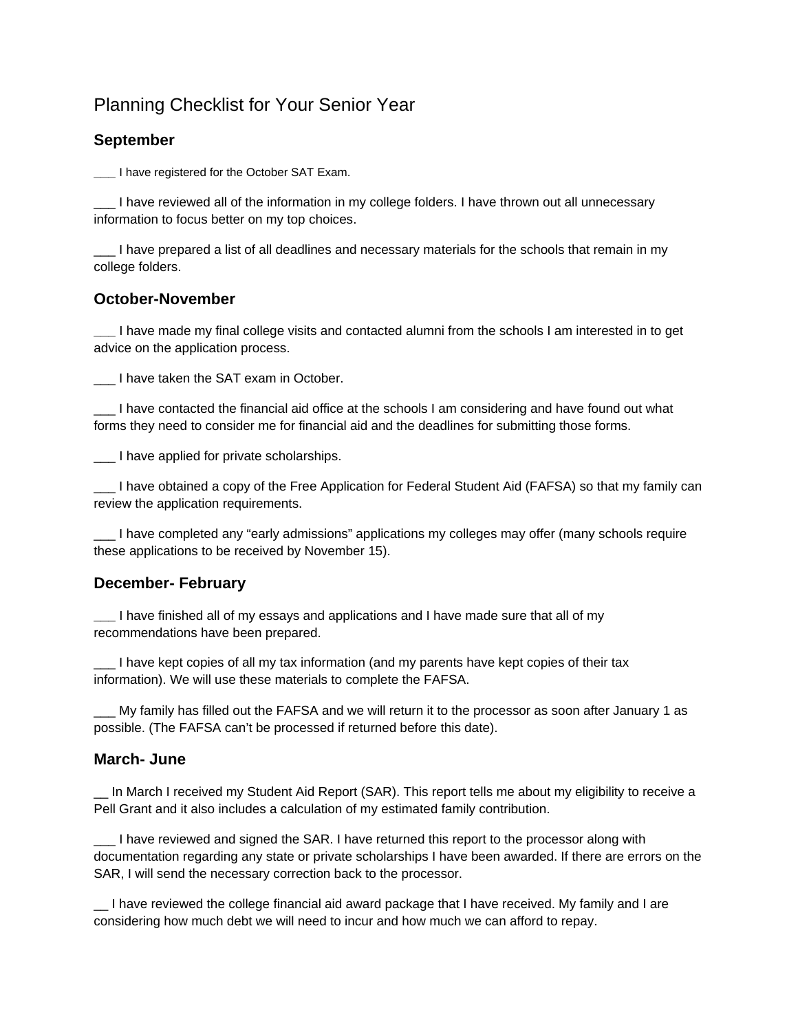# Planning Checklist for Your Senior Year

## September

___ I have registered for the October SAT Exam.

___ I have reviewed all of the information in my college folders. I have thrown out all unnecessary information to focus better on my top choices.

___ I have prepared a list of all deadlines and necessary materials for the schools that remain in my college folders.

## October-November

___ I have made my final college visits and contacted alumni from the schools I am interested in to get advice on the application process.

___ I have taken the SAT exam in October.

___ I have contacted the financial aid office at the schools I am considering and have found out what forms they need to consider me for financial aid and the deadlines for submitting those forms.

___ I have applied for private scholarships.

___ I have obtained a copy of the Free Application for Federal Student Aid (FAFSA) so that my family can review the application requirements.

___ I have completed any "early admissions" applications my colleges may offer (many schools require these applications to be received by November 15).

## December- February

___ I have finished all of my essays and applications and I have made sure that all of my recommendations have been prepared.

___ I have kept copies of all my tax information (and my parents have kept copies of their tax information). We will use these materials to complete the FAFSA.

___ My family has filled out the FAFSA and we will return it to the processor as soon after January 1 as possible. (The FAFSA can't be processed if returned before this date).

## March- June

__ In March I received my Student Aid Report (SAR). This report tells me about my eligibility to receive a Pell Grant and it also includes a calculation of my estimated family contribution.

___ I have reviewed and signed the SAR. I have returned this report to the processor along with documentation regarding any state or private scholarships I have been awarded. If there are errors on the SAR, I will send the necessary correction back to the processor.

__ I have reviewed the college financial aid award package that I have received. My family and I are considering how much debt we will need to incur and how much we can afford to repay.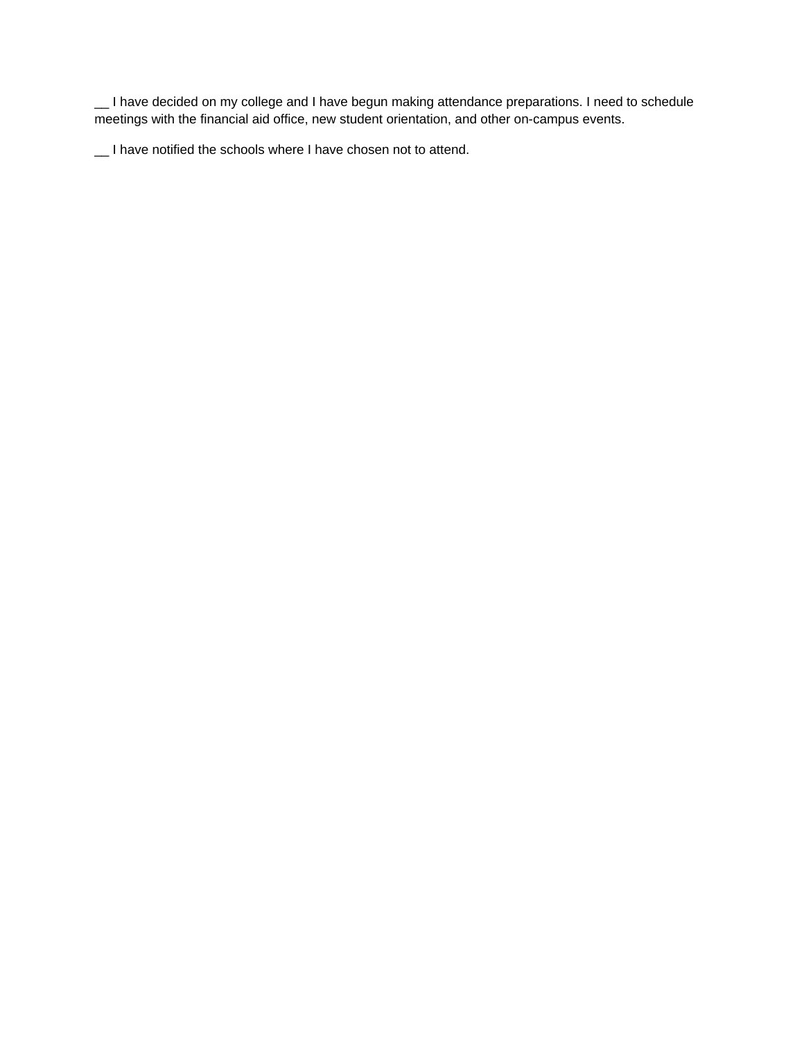__ I have decided on my college and I have begun making attendance preparations. I need to schedule meetings with the financial aid office, new student orientation, and other on-campus events.

__ I have notified the schools where I have chosen not to attend.